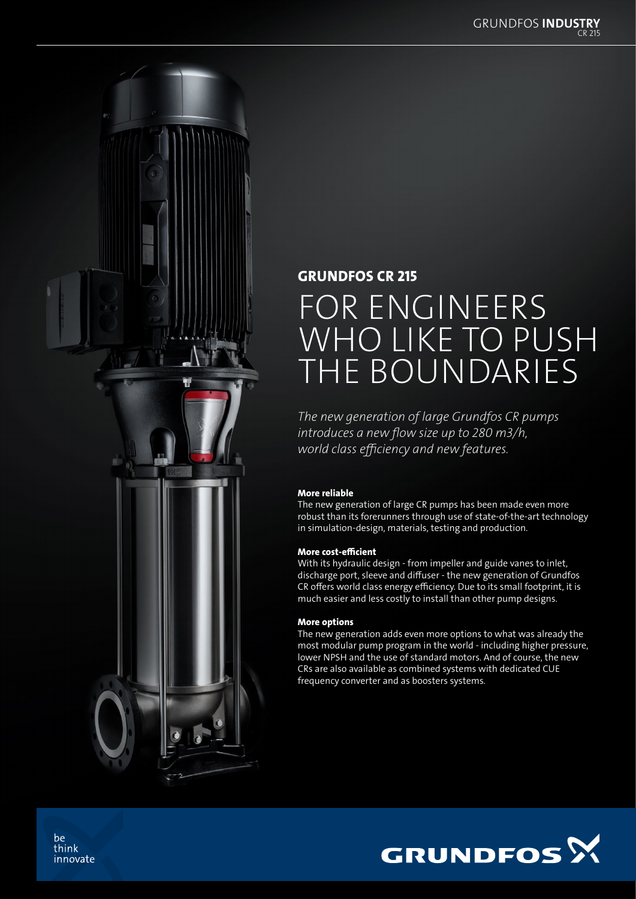## GRUNDFOS CR 215

# FOR ENGINEERS WHO LIKE TO PUSH THE BOUNDARIES

*The new generation of large Grundfos CR pumps introduces a new flow size up to 280 m3/h, world class efficiency and new features.*

**More reliable**
The new generation of large CR pumps has been made even more robust than its forerunners through use of state-of-the-art technology in simulation-design, materials, testing and production.

**More cost-efficient**
With its hydraulic design - from impeller and guide vanes to inlet, discharge port, sleeve and diffuser - the new generation of Grundfos CR offers world class energy efficiency. Due to its small footprint, it is much easier and less costly to install than other pump designs.

**More options**
The new generation adds even more options to what was already the most modular pump program in the world - including higher pressure, lower NPSH and the use of standard motors. And of course, the new CRs are also available as combined systems with dedicated CUE frequency converter and as boosters systems.

be
think
innovate

GRUNDFOS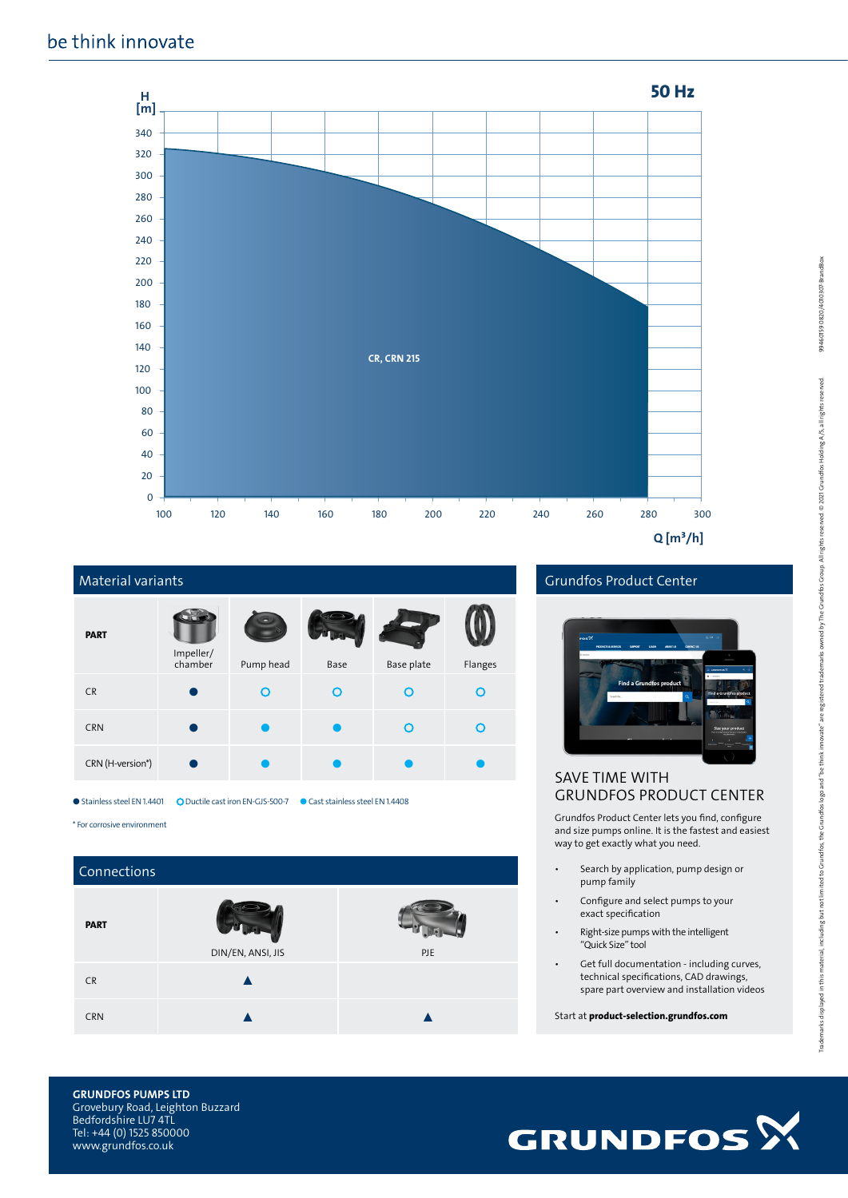50 Hz

H [m]

340
320
300
280
260
240
220
200
180
160
140
120
100
80
60
40
20
0

100 120 140 160 180 200 220 240 260 280 300

Q [m³/h]

CR, CRN 215

## Material variants

| PART | Impeller/ chamber | Pump head | Base | Base plate | Flanges |
|---|---|---|---|---|---|
| CR | ● | ○ | ○ | ○ | ○ |
| CRN | ● | ● | ● | ○ | ○ |
| CRN (H-version*) | ● | ● | ● | ● | ● |

● Stainless steel EN 1.4401 ○ Ductile cast iron EN-GJS-500-7 ● Cast stainless steel EN 1.4408

* For corrosive environment

## Connections

| PART | DIN/EN, ANSI, JIS | PJE |
|---|---|---|
| CR | ▲ | |
| CRN | ▲ | ▲ |

## Grundfos Product Center

### SAVE TIME WITH GRUNDFOS PRODUCT CENTER

Grundfos Product Center lets you find, configure and size pumps online. It is the fastest and easiest way to get exactly what you need.

- Search by application, pump design or pump family
- Configure and select pumps to your exact specification
- Right-size pumps with the intelligent "Quick Size" tool
- Get full documentation - including curves, technical specifications, CAD drawings, spare part overview and installation videos

Start at **product-selection.grundfos.com**

**GRUNDFOS PUMPS LTD**
Grovebury Road, Leighton Buzzard
Bedfordshire LU7 4TL
Tel: +44 (0) 1525 850000
www.grundfos.co.uk

GRUNDFOS

Trademarks displayed in this material, including but not limited to Grundfos, the Grundfos logo and "be think innovate" are registered trademarks owned by The Grundfos Group. All rights reserved. © 2021 Grundfos Holding A/S, all rights reserved. 99460159 0820/40103071 BrandBox